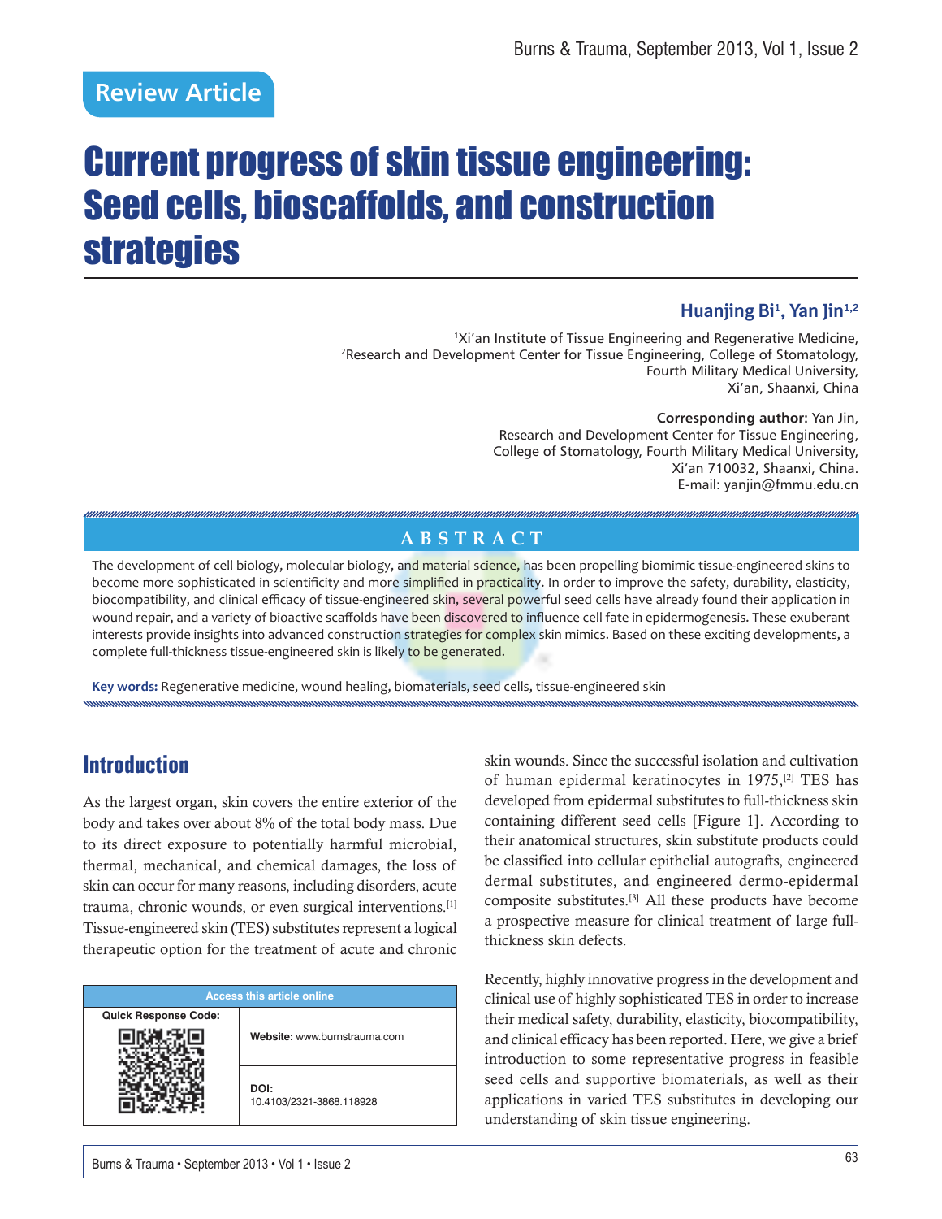Review Article

# Current progress of skin tissue engineering: Seed cells, bioscaffolds, and construction strategies

**Huanjing Bi[1], Yan Jin[1,2]**

[1]Xi'an Institute of Tissue Engineering and Regenerative Medicine,
[2]Research and Development Center for Tissue Engineering, College of Stomatology, Fourth Military Medical University, Xi'an, Shaanxi, China

**Corresponding author:** Yan Jin, Research and Development Center for Tissue Engineering, College of Stomatology, Fourth Military Medical University, Xi'an 710032, Shaanxi, China.
E-mail: yanjin@fmmu.edu.cn

## ABSTRACT

The development of cell biology, molecular biology, and material science, has been propelling biomimic tissue-engineered skins to become more sophisticated in scientificity and more simplified in practicality. In order to improve the safety, durability, elasticity, biocompatibility, and clinical efficacy of tissue-engineered skin, several powerful seed cells have already found their application in wound repair, and a variety of bioactive scaffolds have been discovered to influence cell fate in epidermogenesis. These exuberant interests provide insights into advanced construction strategies for complex skin mimics. Based on these exciting developments, a complete full-thickness tissue-engineered skin is likely to be generated.

**Key words:** Regenerative medicine, wound healing, biomaterials, seed cells, tissue-engineered skin

## Introduction

As the largest organ, skin covers the entire exterior of the body and takes over about 8% of the total body mass. Due to its direct exposure to potentially harmful microbial, thermal, mechanical, and chemical damages, the loss of skin can occur for many reasons, including disorders, acute trauma, chronic wounds, or even surgical interventions.[1] Tissue-engineered skin (TES) substitutes represent a logical therapeutic option for the treatment of acute and chronic skin wounds. Since the successful isolation and cultivation of human epidermal keratinocytes in 1975,[2] TES has developed from epidermal substitutes to full-thickness skin containing different seed cells [Figure 1]. According to their anatomical structures, skin substitute products could be classified into cellular epithelial autografts, engineered dermal substitutes, and engineered dermo-epidermal composite substitutes.[3] All these products have become a prospective measure for clinical treatment of large full-thickness skin defects.

Recently, highly innovative progress in the development and clinical use of highly sophisticated TES in order to increase their medical safety, durability, elasticity, biocompatibility, and clinical efficacy has been reported. Here, we give a brief introduction to some representative progress in feasible seed cells and supportive biomaterials, as well as their applications in varied TES substitutes in developing our understanding of skin tissue engineering.

| Access this article online | |
|---|---|
| Quick Response Code: | Website: www.burnstrauma.com |
| | DOI: 10.4103/2321-3868.118928 |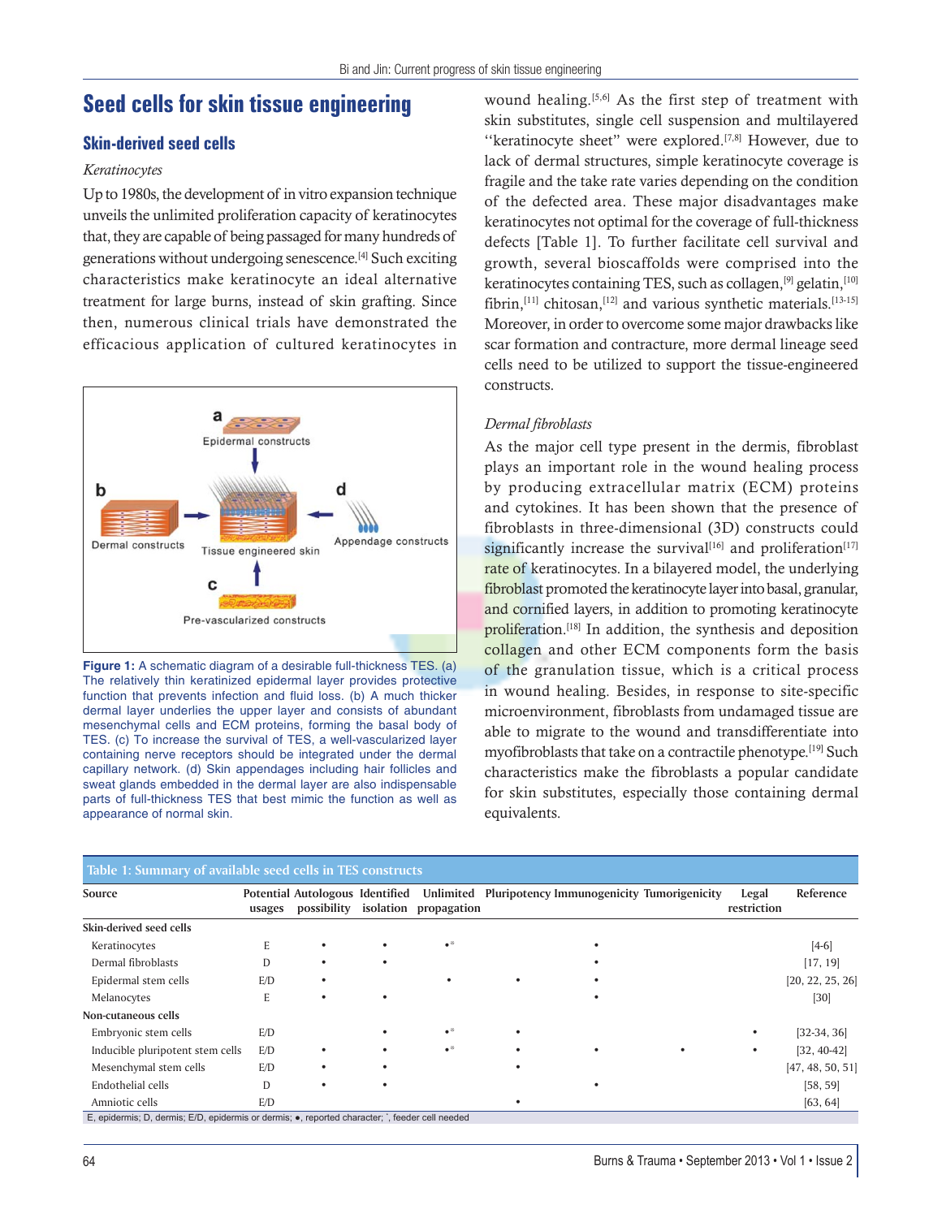# Seed cells for skin tissue engineering

## Skin-derived seed cells

### *Keratinocytes*

Up to 1980s, the development of in vitro expansion technique unveils the unlimited proliferation capacity of keratinocytes that, they are capable of being passaged for many hundreds of generations without undergoing senescence.[4] Such exciting characteristics make keratinocyte an ideal alternative treatment for large burns, instead of skin grafting. Since then, numerous clinical trials have demonstrated the efficacious application of cultured keratinocytes in wound healing.[5,6] As the first step of treatment with skin substitutes, single cell suspension and multilayered "keratinocyte sheet" were explored.[7,8] However, due to lack of dermal structures, simple keratinocyte coverage is fragile and the take rate varies depending on the condition of the defected area. These major disadvantages make keratinocytes not optimal for the coverage of full-thickness defects [Table 1]. To further facilitate cell survival and growth, several bioscaffolds were comprised into the keratinocytes containing TES, such as collagen,[9] gelatin,[10] fibrin,[11] chitosan,[12] and various synthetic materials.[13-15] Moreover, in order to overcome some major drawbacks like scar formation and contracture, more dermal lineage seed cells need to be utilized to support the tissue-engineered constructs.

**Figure 1:** A schematic diagram of a desirable full-thickness TES. (a) The relatively thin keratinized epidermal layer provides protective function that prevents infection and fluid loss. (b) A much thicker dermal layer underlies the upper layer and consists of abundant mesenchymal cells and ECM proteins, forming the basal body of TES. (c) To increase the survival of TES, a well-vascularized layer containing nerve receptors should be integrated under the dermal capillary network. (d) Skin appendages including hair follicles and sweat glands embedded in the dermal layer are also indispensable parts of full-thickness TES that best mimic the function as well as appearance of normal skin.

### *Dermal fibroblasts*

As the major cell type present in the dermis, fibroblast plays an important role in the wound healing process by producing extracellular matrix (ECM) proteins and cytokines. It has been shown that the presence of fibroblasts in three-dimensional (3D) constructs could significantly increase the survival[16] and proliferation[17] rate of keratinocytes. In a bilayered model, the underlying fibroblast promoted the keratinocyte layer into basal, granular, and cornified layers, in addition to promoting keratinocyte proliferation.[18] In addition, the synthesis and deposition collagen and other ECM components form the basis of the granulation tissue, which is a critical process in wound healing. Besides, in response to site-specific microenvironment, fibroblasts from undamaged tissue are able to migrate to the wound and transdifferentiate into myofibroblasts that take on a contractile phenotype.[19] Such characteristics make the fibroblasts a popular candidate for skin substitutes, especially those containing dermal equivalents.

**Table 1: Summary of available seed cells in TES constructs**

| Source | Potential usages | Autologous possibility | Identified isolation | Unlimited propagation | Pluripotency | Immunogenicity | Tumorigenicity | Legal restriction | Reference |
|---|---|---|---|---|---|---|---|---|---|
| **Skin-derived seed cells** | | | | | | | | | |
| Keratinocytes | E | • | • | •* | | • | | | [4-6] |
| Dermal fibroblasts | D | • | • | | | • | | | [17, 19] |
| Epidermal stem cells | E/D | • | | • | • | • | | | [20, 22, 25, 26] |
| Melanocytes | E | • | • | | | • | | | [30] |
| **Non-cutaneous cells** | | | | | | | | | |
| Embryonic stem cells | E/D | | • | •* | • | | | • | [32-34, 36] |
| Inducible pluripotent stem cells | E/D | • | • | •* | • | • | • | • | [32, 40-42] |
| Mesenchymal stem cells | E/D | • | • | | • | | | | [47, 48, 50, 51] |
| Endothelial cells | D | • | • | | | • | | | [58, 59] |
| Amniotic cells | E/D | | | | • | | | | [63, 64] |

E, epidermis; D, dermis; E/D, epidermis or dermis; ●, reported character; *, feeder cell needed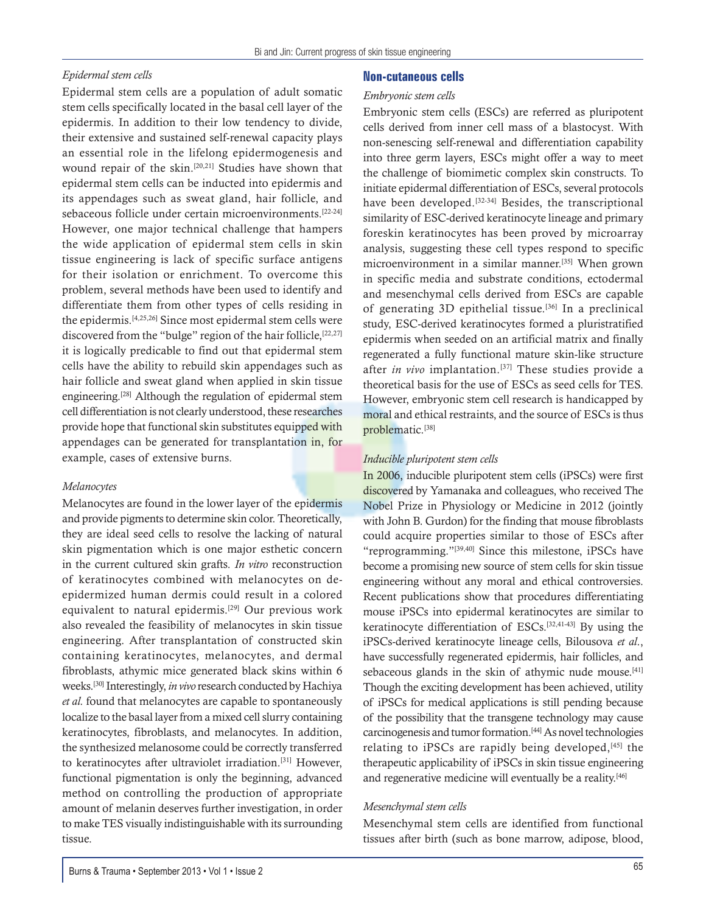### *Epidermal stem cells*

Epidermal stem cells are a population of adult somatic stem cells specifically located in the basal cell layer of the epidermis. In addition to their low tendency to divide, their extensive and sustained self-renewal capacity plays an essential role in the lifelong epidermogenesis and wound repair of the skin.[20,21] Studies have shown that epidermal stem cells can be inducted into epidermis and its appendages such as sweat gland, hair follicle, and sebaceous follicle under certain microenvironments.[22-24] However, one major technical challenge that hampers the wide application of epidermal stem cells in skin tissue engineering is lack of specific surface antigens for their isolation or enrichment. To overcome this problem, several methods have been used to identify and differentiate them from other types of cells residing in the epidermis.[4,25,26] Since most epidermal stem cells were discovered from the "bulge" region of the hair follicle,[22,27] it is logically predicable to find out that epidermal stem cells have the ability to rebuild skin appendages such as hair follicle and sweat gland when applied in skin tissue engineering.[28] Although the regulation of epidermal stem cell differentiation is not clearly understood, these researches provide hope that functional skin substitutes equipped with appendages can be generated for transplantation in, for example, cases of extensive burns.

### *Melanocytes*

Melanocytes are found in the lower layer of the epidermis and provide pigments to determine skin color. Theoretically, they are ideal seed cells to resolve the lacking of natural skin pigmentation which is one major esthetic concern in the current cultured skin grafts. *In vitro* reconstruction of keratinocytes combined with melanocytes on de-epidermized human dermis could result in a colored equivalent to natural epidermis.[29] Our previous work also revealed the feasibility of melanocytes in skin tissue engineering. After transplantation of constructed skin containing keratinocytes, melanocytes, and dermal fibroblasts, athymic mice generated black skins within 6 weeks.[30] Interestingly, *in vivo* research conducted by Hachiya *et al.* found that melanocytes are capable to spontaneously localize to the basal layer from a mixed cell slurry containing keratinocytes, fibroblasts, and melanocytes. In addition, the synthesized melanosome could be correctly transferred to keratinocytes after ultraviolet irradiation.[31] However, functional pigmentation is only the beginning, advanced method on controlling the production of appropriate amount of melanin deserves further investigation, in order to make TES visually indistinguishable with its surrounding tissue.

## Non-cutaneous cells

### *Embryonic stem cells*

Embryonic stem cells (ESCs) are referred as pluripotent cells derived from inner cell mass of a blastocyst. With non-senescing self-renewal and differentiation capability into three germ layers, ESCs might offer a way to meet the challenge of biomimetic complex skin constructs. To initiate epidermal differentiation of ESCs, several protocols have been developed.[32-34] Besides, the transcriptional similarity of ESC-derived keratinocyte lineage and primary foreskin keratinocytes has been proved by microarray analysis, suggesting these cell types respond to specific microenvironment in a similar manner.[35] When grown in specific media and substrate conditions, ectodermal and mesenchymal cells derived from ESCs are capable of generating 3D epithelial tissue.[36] In a preclinical study, ESC-derived keratinocytes formed a pluristratified epidermis when seeded on an artificial matrix and finally regenerated a fully functional mature skin-like structure after *in vivo* implantation.[37] These studies provide a theoretical basis for the use of ESCs as seed cells for TES. However, embryonic stem cell research is handicapped by moral and ethical restraints, and the source of ESCs is thus problematic.[38]

### *Inducible pluripotent stem cells*

In 2006, inducible pluripotent stem cells (iPSCs) were first discovered by Yamanaka and colleagues, who received The Nobel Prize in Physiology or Medicine in 2012 (jointly with John B. Gurdon) for the finding that mouse fibroblasts could acquire properties similar to those of ESCs after "reprogramming."[39,40] Since this milestone, iPSCs have become a promising new source of stem cells for skin tissue engineering without any moral and ethical controversies. Recent publications show that procedures differentiating mouse iPSCs into epidermal keratinocytes are similar to keratinocyte differentiation of ESCs.[32,41-43] By using the iPSCs-derived keratinocyte lineage cells, Bilousova *et al.*, have successfully regenerated epidermis, hair follicles, and sebaceous glands in the skin of athymic nude mouse.[41] Though the exciting development has been achieved, utility of iPSCs for medical applications is still pending because of the possibility that the transgene technology may cause carcinogenesis and tumor formation.[44] As novel technologies relating to iPSCs are rapidly being developed,[45] the therapeutic applicability of iPSCs in skin tissue engineering and regenerative medicine will eventually be a reality.[46]

### *Mesenchymal stem cells*

Mesenchymal stem cells are identified from functional tissues after birth (such as bone marrow, adipose, blood,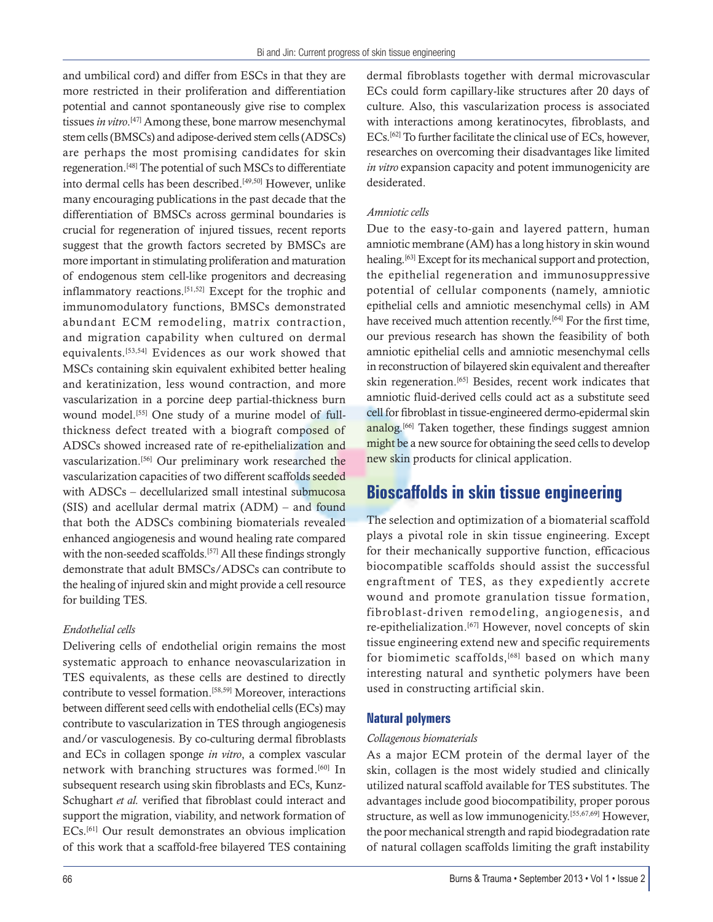and umbilical cord) and differ from ESCs in that they are more restricted in their proliferation and differentiation potential and cannot spontaneously give rise to complex tissues *in vitro*.[47] Among these, bone marrow mesenchymal stem cells (BMSCs) and adipose-derived stem cells (ADSCs) are perhaps the most promising candidates for skin regeneration.[48] The potential of such MSCs to differentiate into dermal cells has been described.[49,50] However, unlike many encouraging publications in the past decade that the differentiation of BMSCs across germinal boundaries is crucial for regeneration of injured tissues, recent reports suggest that the growth factors secreted by BMSCs are more important in stimulating proliferation and maturation of endogenous stem cell-like progenitors and decreasing inflammatory reactions.[51,52] Except for the trophic and immunomodulatory functions, BMSCs demonstrated abundant ECM remodeling, matrix contraction, and migration capability when cultured on dermal equivalents.[53,54] Evidences as our work showed that MSCs containing skin equivalent exhibited better healing and keratinization, less wound contraction, and more vascularization in a porcine deep partial-thickness burn wound model.[55] One study of a murine model of full-thickness defect treated with a biograft composed of ADSCs showed increased rate of re-epithelialization and vascularization.[56] Our preliminary work researched the vascularization capacities of two different scaffolds seeded with ADSCs – decellularized small intestinal submucosa (SIS) and acellular dermal matrix (ADM) – and found that both the ADSCs combining biomaterials revealed enhanced angiogenesis and wound healing rate compared with the non-seeded scaffolds.[57] All these findings strongly demonstrate that adult BMSCs/ADSCs can contribute to the healing of injured skin and might provide a cell resource for building TES.

*Endothelial cells*

Delivering cells of endothelial origin remains the most systematic approach to enhance neovascularization in TES equivalents, as these cells are destined to directly contribute to vessel formation.[58,59] Moreover, interactions between different seed cells with endothelial cells (ECs) may contribute to vascularization in TES through angiogenesis and/or vasculogenesis. By co-culturing dermal fibroblasts and ECs in collagen sponge *in vitro*, a complex vascular network with branching structures was formed.[60] In subsequent research using skin fibroblasts and ECs, Kunz-Schughart *et al.* verified that fibroblast could interact and support the migration, viability, and network formation of ECs.[61] Our result demonstrates an obvious implication of this work that a scaffold-free bilayered TES containing dermal fibroblasts together with dermal microvascular ECs could form capillary-like structures after 20 days of culture. Also, this vascularization process is associated with interactions among keratinocytes, fibroblasts, and ECs.[62] To further facilitate the clinical use of ECs, however, researches on overcoming their disadvantages like limited *in vitro* expansion capacity and potent immunogenicity are desiderated.

*Amniotic cells*

Due to the easy-to-gain and layered pattern, human amniotic membrane (AM) has a long history in skin wound healing.[63] Except for its mechanical support and protection, the epithelial regeneration and immunosuppressive potential of cellular components (namely, amniotic epithelial cells and amniotic mesenchymal cells) in AM have received much attention recently.[64] For the first time, our previous research has shown the feasibility of both amniotic epithelial cells and amniotic mesenchymal cells in reconstruction of bilayered skin equivalent and thereafter skin regeneration.[65] Besides, recent work indicates that amniotic fluid-derived cells could act as a substitute seed cell for fibroblast in tissue-engineered dermo-epidermal skin analog.[66] Taken together, these findings suggest amnion might be a new source for obtaining the seed cells to develop new skin products for clinical application.

## Bioscaffolds in skin tissue engineering

The selection and optimization of a biomaterial scaffold plays a pivotal role in skin tissue engineering. Except for their mechanically supportive function, efficacious biocompatible scaffolds should assist the successful engraftment of TES, as they expediently accrete wound and promote granulation tissue formation, fibroblast-driven remodeling, angiogenesis, and re-epithelialization.[67] However, novel concepts of skin tissue engineering extend new and specific requirements for biomimetic scaffolds,[68] based on which many interesting natural and synthetic polymers have been used in constructing artificial skin.

### Natural polymers

*Collagenous biomaterials*

As a major ECM protein of the dermal layer of the skin, collagen is the most widely studied and clinically utilized natural scaffold available for TES substitutes. The advantages include good biocompatibility, proper porous structure, as well as low immunogenicity.[55,67,69] However, the poor mechanical strength and rapid biodegradation rate of natural collagen scaffolds limiting the graft instability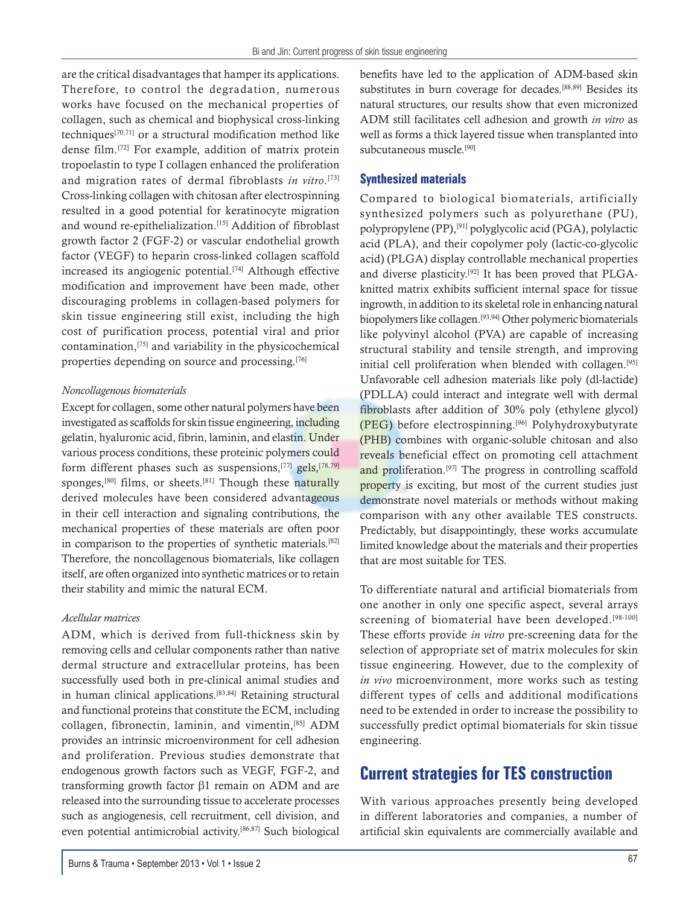are the critical disadvantages that hamper its applications. Therefore, to control the degradation, numerous works have focused on the mechanical properties of collagen, such as chemical and biophysical cross-linking techniques[70,71] or a structural modification method like dense film.[72] For example, addition of matrix protein tropoelastin to type I collagen enhanced the proliferation and migration rates of dermal fibroblasts *in vitro*.[73] Cross-linking collagen with chitosan after electrospinning resulted in a good potential for keratinocyte migration and wound re-epithelialization.[15] Addition of fibroblast growth factor 2 (FGF-2) or vascular endothelial growth factor (VEGF) to heparin cross-linked collagen scaffold increased its angiogenic potential.[74] Although effective modification and improvement have been made, other discouraging problems in collagen-based polymers for skin tissue engineering still exist, including the high cost of purification process, potential viral and prior contamination,[75] and variability in the physicochemical properties depending on source and processing.[76]

*Noncollagenous biomaterials*

Except for collagen, some other natural polymers have been investigated as scaffolds for skin tissue engineering, including gelatin, hyaluronic acid, fibrin, laminin, and elastin. Under various process conditions, these proteinic polymers could form different phases such as suspensions,[77] gels,[78,79] sponges,[80] films, or sheets.[81] Though these naturally derived molecules have been considered advantageous in their cell interaction and signaling contributions, the mechanical properties of these materials are often poor in comparison to the properties of synthetic materials.[82] Therefore, the noncollagenous biomaterials, like collagen itself, are often organized into synthetic matrices or to retain their stability and mimic the natural ECM.

*Acellular matrices*

ADM, which is derived from full-thickness skin by removing cells and cellular components rather than native dermal structure and extracellular proteins, has been successfully used both in pre-clinical animal studies and in human clinical applications.[83,84] Retaining structural and functional proteins that constitute the ECM, including collagen, fibronectin, laminin, and vimentin,[85] ADM provides an intrinsic microenvironment for cell adhesion and proliferation. Previous studies demonstrate that endogenous growth factors such as VEGF, FGF-2, and transforming growth factor β1 remain on ADM and are released into the surrounding tissue to accelerate processes such as angiogenesis, cell recruitment, cell division, and even potential antimicrobial activity.[86,87] Such biological benefits have led to the application of ADM-based skin substitutes in burn coverage for decades.[88,89] Besides its natural structures, our results show that even micronized ADM still facilitates cell adhesion and growth *in vitro* as well as forms a thick layered tissue when transplanted into subcutaneous muscle.[90]

### Synthesized materials

Compared to biological biomaterials, artificially synthesized polymers such as polyurethane (PU), polypropylene (PP),[91] polyglycolic acid (PGA), polylactic acid (PLA), and their copolymer poly (lactic-co-glycolic acid) (PLGA) display controllable mechanical properties and diverse plasticity.[92] It has been proved that PLGA-knitted matrix exhibits sufficient internal space for tissue ingrowth, in addition to its skeletal role in enhancing natural biopolymers like collagen.[93,94] Other polymeric biomaterials like polyvinyl alcohol (PVA) are capable of increasing structural stability and tensile strength, and improving initial cell proliferation when blended with collagen.[95] Unfavorable cell adhesion materials like poly (dl-lactide) (PDLLA) could interact and integrate well with dermal fibroblasts after addition of 30% poly (ethylene glycol) (PEG) before electrospinning.[96] Polyhydroxybutyrate (PHB) combines with organic-soluble chitosan and also reveals beneficial effect on promoting cell attachment and proliferation.[97] The progress in controlling scaffold property is exciting, but most of the current studies just demonstrate novel materials or methods without making comparison with any other available TES constructs. Predictably, but disappointingly, these works accumulate limited knowledge about the materials and their properties that are most suitable for TES.

To differentiate natural and artificial biomaterials from one another in only one specific aspect, several arrays screening of biomaterial have been developed.[98-100] These efforts provide *in vitro* pre-screening data for the selection of appropriate set of matrix molecules for skin tissue engineering. However, due to the complexity of *in vivo* microenvironment, more works such as testing different types of cells and additional modifications need to be extended in order to increase the possibility to successfully predict optimal biomaterials for skin tissue engineering.

## Current strategies for TES construction

With various approaches presently being developed in different laboratories and companies, a number of artificial skin equivalents are commercially available and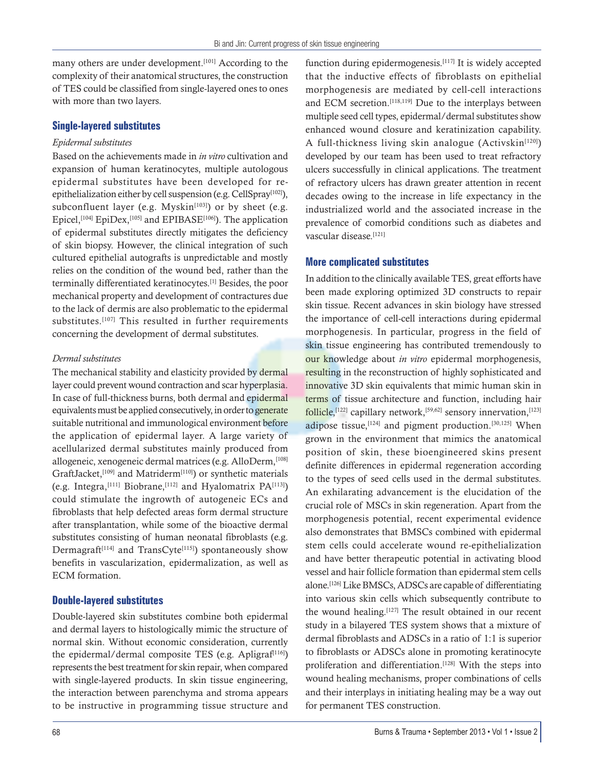many others are under development.[101] According to the complexity of their anatomical structures, the construction of TES could be classified from single-layered ones to ones with more than two layers.

## Single-layered substitutes

### *Epidermal substitutes*

Based on the achievements made in *in vitro* cultivation and expansion of human keratinocytes, multiple autologous epidermal substitutes have been developed for re-epithelialization either by cell suspension (e.g. CellSpray[102]), subconfluent layer (e.g. Myskin[103]) or by sheet (e.g. Epicel,[104] EpiDex,[105] and EPIBASE[106]). The application of epidermal substitutes directly mitigates the deficiency of skin biopsy. However, the clinical integration of such cultured epithelial autografts is unpredictable and mostly relies on the condition of the wound bed, rather than the terminally differentiated keratinocytes.[1] Besides, the poor mechanical property and development of contractures due to the lack of dermis are also problematic to the epidermal substitutes.[107] This resulted in further requirements concerning the development of dermal substitutes.

### *Dermal substitutes*

The mechanical stability and elasticity provided by dermal layer could prevent wound contraction and scar hyperplasia. In case of full-thickness burns, both dermal and epidermal equivalents must be applied consecutively, in order to generate suitable nutritional and immunological environment before the application of epidermal layer. A large variety of acellularized dermal substitutes mainly produced from allogeneic, xenogeneic dermal matrices (e.g. AlloDerm,[108] GraftJacket,[109] and Matriderm[110]) or synthetic materials (e.g. Integra,[111] Biobrane,[112] and Hyalomatrix PA[113]) could stimulate the ingrowth of autogeneic ECs and fibroblasts that help defected areas form dermal structure after transplantation, while some of the bioactive dermal substitutes consisting of human neonatal fibroblasts (e.g. Dermagraft[114] and TransCyte[115]) spontaneously show benefits in vascularization, epidermalization, as well as ECM formation.

## Double-layered substitutes

Double-layered skin substitutes combine both epidermal and dermal layers to histologically mimic the structure of normal skin. Without economic consideration, currently the epidermal/dermal composite TES (e.g. Apligraf[116]) represents the best treatment for skin repair, when compared with single-layered products. In skin tissue engineering, the interaction between parenchyma and stroma appears to be instructive in programming tissue structure and function during epidermogenesis.[117] It is widely accepted that the inductive effects of fibroblasts on epithelial morphogenesis are mediated by cell-cell interactions and ECM secretion.[118,119] Due to the interplays between multiple seed cell types, epidermal/dermal substitutes show enhanced wound closure and keratinization capability. A full-thickness living skin analogue (Activskin[120]) developed by our team has been used to treat refractory ulcers successfully in clinical applications. The treatment of refractory ulcers has drawn greater attention in recent decades owing to the increase in life expectancy in the industrialized world and the associated increase in the prevalence of comorbid conditions such as diabetes and vascular disease.[121]

## More complicated substitutes

In addition to the clinically available TES, great efforts have been made exploring optimized 3D constructs to repair skin tissue. Recent advances in skin biology have stressed the importance of cell-cell interactions during epidermal morphogenesis. In particular, progress in the field of skin tissue engineering has contributed tremendously to our knowledge about *in vitro* epidermal morphogenesis, resulting in the reconstruction of highly sophisticated and innovative 3D skin equivalents that mimic human skin in terms of tissue architecture and function, including hair follicle,[122] capillary network,[59,62] sensory innervation,[123] adipose tissue,[124] and pigment production.[30,125] When grown in the environment that mimics the anatomical position of skin, these bioengineered skins present definite differences in epidermal regeneration according to the types of seed cells used in the dermal substitutes. An exhilarating advancement is the elucidation of the crucial role of MSCs in skin regeneration. Apart from the morphogenesis potential, recent experimental evidence also demonstrates that BMSCs combined with epidermal stem cells could accelerate wound re-epithelialization and have better therapeutic potential in activating blood vessel and hair follicle formation than epidermal stem cells alone.[126] Like BMSCs, ADSCs are capable of differentiating into various skin cells which subsequently contribute to the wound healing.[127] The result obtained in our recent study in a bilayered TES system shows that a mixture of dermal fibroblasts and ADSCs in a ratio of 1:1 is superior to fibroblasts or ADSCs alone in promoting keratinocyte proliferation and differentiation.[128] With the steps into wound healing mechanisms, proper combinations of cells and their interplays in initiating healing may be a way out for permanent TES construction.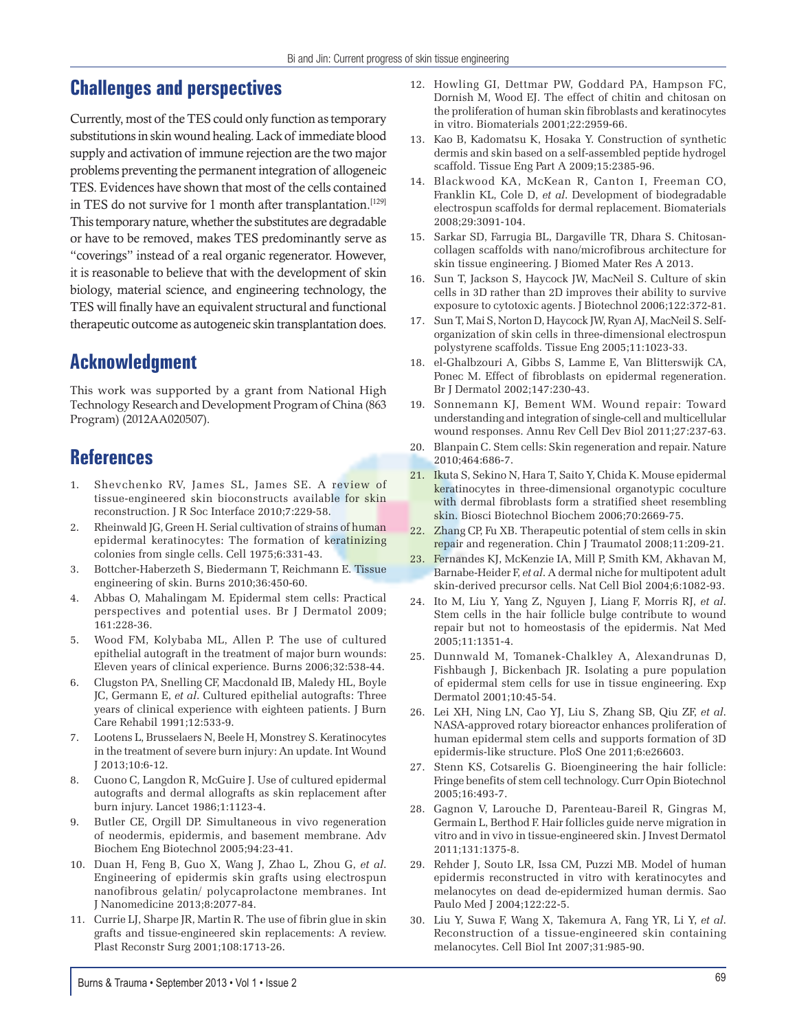## Challenges and perspectives

Currently, most of the TES could only function as temporary substitutions in skin wound healing. Lack of immediate blood supply and activation of immune rejection are the two major problems preventing the permanent integration of allogeneic TES. Evidences have shown that most of the cells contained in TES do not survive for 1 month after transplantation.[129] This temporary nature, whether the substitutes are degradable or have to be removed, makes TES predominantly serve as "coverings" instead of a real organic regenerator. However, it is reasonable to believe that with the development of skin biology, material science, and engineering technology, the TES will finally have an equivalent structural and functional therapeutic outcome as autogeneic skin transplantation does.

## Acknowledgment

This work was supported by a grant from National High Technology Research and Development Program of China (863 Program) (2012AA020507).

## References

1. Shevchenko RV, James SL, James SE. A review of tissue-engineered skin bioconstructs available for skin reconstruction. J R Soc Interface 2010;7:229-58.
2. Rheinwald JG, Green H. Serial cultivation of strains of human epidermal keratinocytes: The formation of keratinizing colonies from single cells. Cell 1975;6:331-43.
3. Bottcher-Haberzeth S, Biedermann T, Reichmann E. Tissue engineering of skin. Burns 2010;36:450-60.
4. Abbas O, Mahalingam M. Epidermal stem cells: Practical perspectives and potential uses. Br J Dermatol 2009; 161:228-36.
5. Wood FM, Kolybaba ML, Allen P. The use of cultured epithelial autograft in the treatment of major burn wounds: Eleven years of clinical experience. Burns 2006;32:538-44.
6. Clugston PA, Snelling CF, Macdonald IB, Maledy HL, Boyle JC, Germann E, *et al*. Cultured epithelial autografts: Three years of clinical experience with eighteen patients. J Burn Care Rehabil 1991;12:533-9.
7. Lootens L, Brusselaers N, Beele H, Monstrey S. Keratinocytes in the treatment of severe burn injury: An update. Int Wound J 2013;10:6-12.
8. Cuono C, Langdon R, McGuire J. Use of cultured epidermal autografts and dermal allografts as skin replacement after burn injury. Lancet 1986;1:1123-4.
9. Butler CE, Orgill DP. Simultaneous in vivo regeneration of neodermis, epidermis, and basement membrane. Adv Biochem Eng Biotechnol 2005;94:23-41.
10. Duan H, Feng B, Guo X, Wang J, Zhao L, Zhou G, *et al*. Engineering of epidermis skin grafts using electrospun nanofibrous gelatin/ polycaprolactone membranes. Int J Nanomedicine 2013;8:2077-84.
11. Currie LJ, Sharpe JR, Martin R. The use of fibrin glue in skin grafts and tissue-engineered skin replacements: A review. Plast Reconstr Surg 2001;108:1713-26.
12. Howling GI, Dettmar PW, Goddard PA, Hampson FC, Dornish M, Wood EJ. The effect of chitin and chitosan on the proliferation of human skin fibroblasts and keratinocytes in vitro. Biomaterials 2001;22:2959-66.
13. Kao B, Kadomatsu K, Hosaka Y. Construction of synthetic dermis and skin based on a self-assembled peptide hydrogel scaffold. Tissue Eng Part A 2009;15:2385-96.
14. Blackwood KA, McKean R, Canton I, Freeman CO, Franklin KL, Cole D, *et al*. Development of biodegradable electrospun scaffolds for dermal replacement. Biomaterials 2008;29:3091-104.
15. Sarkar SD, Farrugia BL, Dargaville TR, Dhara S. Chitosan-collagen scaffolds with nano/microfibrous architecture for skin tissue engineering. J Biomed Mater Res A 2013.
16. Sun T, Jackson S, Haycock JW, MacNeil S. Culture of skin cells in 3D rather than 2D improves their ability to survive exposure to cytotoxic agents. J Biotechnol 2006;122:372-81.
17. Sun T, Mai S, Norton D, Haycock JW, Ryan AJ, MacNeil S. Self-organization of skin cells in three-dimensional electrospun polystyrene scaffolds. Tissue Eng 2005;11:1023-33.
18. el-Ghalbzouri A, Gibbs S, Lamme E, Van Blitterswijk CA, Ponec M. Effect of fibroblasts on epidermal regeneration. Br J Dermatol 2002;147:230-43.
19. Sonnemann KJ, Bement WM. Wound repair: Toward understanding and integration of single-cell and multicellular wound responses. Annu Rev Cell Dev Biol 2011;27:237-63.
20. Blanpain C. Stem cells: Skin regeneration and repair. Nature 2010;464:686-7.
21. Ikuta S, Sekino N, Hara T, Saito Y, Chida K. Mouse epidermal keratinocytes in three-dimensional organotypic coculture with dermal fibroblasts form a stratified sheet resembling skin. Biosci Biotechnol Biochem 2006;70:2669-75.
22. Zhang CP, Fu XB. Therapeutic potential of stem cells in skin repair and regeneration. Chin J Traumatol 2008;11:209-21.
23. Fernandes KJ, McKenzie IA, Mill P, Smith KM, Akhavan M, Barnabe-Heider F, *et al*. A dermal niche for multipotent adult skin-derived precursor cells. Nat Cell Biol 2004;6:1082-93.
24. Ito M, Liu Y, Yang Z, Nguyen J, Liang F, Morris RJ, *et al*. Stem cells in the hair follicle bulge contribute to wound repair but not to homeostasis of the epidermis. Nat Med 2005;11:1351-4.
25. Dunnwald M, Tomanek-Chalkley A, Alexandrunas D, Fishbaugh J, Bickenbach JR. Isolating a pure population of epidermal stem cells for use in tissue engineering. Exp Dermatol 2001;10:45-54.
26. Lei XH, Ning LN, Cao YJ, Liu S, Zhang SB, Qiu ZF, *et al*. NASA-approved rotary bioreactor enhances proliferation of human epidermal stem cells and supports formation of 3D epidermis-like structure. PloS One 2011;6:e26603.
27. Stenn KS, Cotsarelis G. Bioengineering the hair follicle: Fringe benefits of stem cell technology. Curr Opin Biotechnol 2005;16:493-7.
28. Gagnon V, Larouche D, Parenteau-Bareil R, Gingras M, Germain L, Berthod F. Hair follicles guide nerve migration in vitro and in vivo in tissue-engineered skin. J Invest Dermatol 2011;131:1375-8.
29. Rehder J, Souto LR, Issa CM, Puzzi MB. Model of human epidermis reconstructed in vitro with keratinocytes and melanocytes on dead de-epidermized human dermis. Sao Paulo Med J 2004;122:22-5.
30. Liu Y, Suwa F, Wang X, Takemura A, Fang YR, Li Y, *et al*. Reconstruction of a tissue-engineered skin containing melanocytes. Cell Biol Int 2007;31:985-90.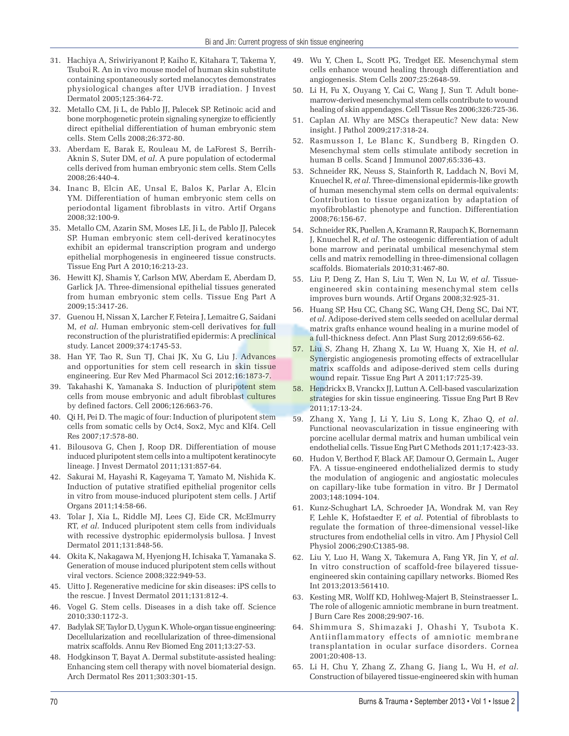31. Hachiya A, Sriwiriyanont P, Kaiho E, Kitahara T, Takema Y, Tsuboi R. An in vivo mouse model of human skin substitute containing spontaneously sorted melanocytes demonstrates physiological changes after UVB irradiation. J Invest Dermatol 2005;125:364-72.
32. Metallo CM, Ji L, de Pablo JJ, Palecek SP. Retinoic acid and bone morphogenetic protein signaling synergize to efficiently direct epithelial differentiation of human embryonic stem cells. Stem Cells 2008;26:372-80.
33. Aberdam E, Barak E, Rouleau M, de LaForest S, Berrih-Aknin S, Suter DM, *et al*. A pure population of ectodermal cells derived from human embryonic stem cells. Stem Cells 2008;26:440-4.
34. Inanc B, Elcin AE, Unsal E, Balos K, Parlar A, Elcin YM. Differentiation of human embryonic stem cells on periodontal ligament fibroblasts in vitro. Artif Organs 2008;32:100-9.
35. Metallo CM, Azarin SM, Moses LE, Ji L, de Pablo JJ, Palecek SP. Human embryonic stem cell-derived keratinocytes exhibit an epidermal transcription program and undergo epithelial morphogenesis in engineered tissue constructs. Tissue Eng Part A 2010;16:213-23.
36. Hewitt KJ, Shamis Y, Carlson MW, Aberdam E, Aberdam D, Garlick JA. Three-dimensional epithelial tissues generated from human embryonic stem cells. Tissue Eng Part A 2009;15:3417-26.
37. Guenou H, Nissan X, Larcher F, Feteira J, Lemaitre G, Saidani M, *et al*. Human embryonic stem-cell derivatives for full reconstruction of the pluristratified epidermis: A preclinical study. Lancet 2009;374:1745-53.
38. Han YF, Tao R, Sun TJ, Chai JK, Xu G, Liu J. Advances and opportunities for stem cell research in skin tissue engineering. Eur Rev Med Pharmacol Sci 2012;16:1873-7.
39. Takahashi K, Yamanaka S. Induction of pluripotent stem cells from mouse embryonic and adult fibroblast cultures by defined factors. Cell 2006;126:663-76.
40. Qi H, Pei D. The magic of four: Induction of pluripotent stem cells from somatic cells by Oct4, Sox2, Myc and Klf4. Cell Res 2007;17:578-80.
41. Bilousova G, Chen J, Roop DR. Differentiation of mouse induced pluripotent stem cells into a multipotent keratinocyte lineage. J Invest Dermatol 2011;131:857-64.
42. Sakurai M, Hayashi R, Kageyama T, Yamato M, Nishida K. Induction of putative stratified epithelial progenitor cells in vitro from mouse-induced pluripotent stem cells. J Artif Organs 2011;14:58-66.
43. Tolar J, Xia L, Riddle MJ, Lees CJ, Eide CR, McElmurry RT, *et al*. Induced pluripotent stem cells from individuals with recessive dystrophic epidermolysis bullosa. J Invest Dermatol 2011;131:848-56.
44. Okita K, Nakagawa M, Hyenjong H, Ichisaka T, Yamanaka S. Generation of mouse induced pluripotent stem cells without viral vectors. Science 2008;322:949-53.
45. Uitto J. Regenerative medicine for skin diseases: iPS cells to the rescue. J Invest Dermatol 2011;131:812-4.
46. Vogel G. Stem cells. Diseases in a dish take off. Science 2010;330:1172-3.
47. Badylak SF, Taylor D, Uygun K. Whole-organ tissue engineering: Decellularization and recellularization of three-dimensional matrix scaffolds. Annu Rev Biomed Eng 2011;13:27-53.
48. Hodgkinson T, Bayat A. Dermal substitute-assisted healing: Enhancing stem cell therapy with novel biomaterial design. Arch Dermatol Res 2011;303:301-15.
49. Wu Y, Chen L, Scott PG, Tredget EE. Mesenchymal stem cells enhance wound healing through differentiation and angiogenesis. Stem Cells 2007;25:2648-59.
50. Li H, Fu X, Ouyang Y, Cai C, Wang J, Sun T. Adult bone-marrow-derived mesenchymal stem cells contribute to wound healing of skin appendages. Cell Tissue Res 2006;326:725-36.
51. Caplan AI. Why are MSCs therapeutic? New data: New insight. J Pathol 2009;217:318-24.
52. Rasmusson I, Le Blanc K, Sundberg B, Ringden O. Mesenchymal stem cells stimulate antibody secretion in human B cells. Scand J Immunol 2007;65:336-43.
53. Schneider RK, Neuss S, Stainforth R, Laddach N, Bovi M, Knuechel R, *et al*. Three-dimensional epidermis-like growth of human mesenchymal stem cells on dermal equivalents: Contribution to tissue organization by adaptation of myofibroblastic phenotype and function. Differentiation 2008;76:156-67.
54. Schneider RK, Puellen A, Kramann R, Raupach K, Bornemann J, Knuechel R, *et al*. The osteogenic differentiation of adult bone marrow and perinatal umbilical mesenchymal stem cells and matrix remodelling in three-dimensional collagen scaffolds. Biomaterials 2010;31:467-80.
55. Liu P, Deng Z, Han S, Liu T, Wen N, Lu W, *et al*. Tissue-engineered skin containing mesenchymal stem cells improves burn wounds. Artif Organs 2008;32:925-31.
56. Huang SP, Hsu CC, Chang SC, Wang CH, Deng SC, Dai NT, *et al*. Adipose-derived stem cells seeded on acellular dermal matrix grafts enhance wound healing in a murine model of a full-thickness defect. Ann Plast Surg 2012;69:656-62.
57. Liu S, Zhang H, Zhang X, Lu W, Huang X, Xie H, *et al*. Synergistic angiogenesis promoting effects of extracellular matrix scaffolds and adipose-derived stem cells during wound repair. Tissue Eng Part A 2011;17:725-39.
58. Hendrickx B, Vranckx JJ, Luttun A. Cell-based vascularization strategies for skin tissue engineering. Tissue Eng Part B Rev 2011;17:13-24.
59. Zhang X, Yang J, Li Y, Liu S, Long K, Zhao Q, *et al*. Functional neovascularization in tissue engineering with porcine acellular dermal matrix and human umbilical vein endothelial cells. Tissue Eng Part C Methods 2011;17:423-33.
60. Hudon V, Berthod F, Black AF, Damour O, Germain L, Auger FA. A tissue-engineered endothelialized dermis to study the modulation of angiogenic and angiostatic molecules on capillary-like tube formation in vitro. Br J Dermatol 2003;148:1094-104.
61. Kunz-Schughart LA, Schroeder JA, Wondrak M, van Rey F, Lehle K, Hofstaedter F, *et al*. Potential of fibroblasts to regulate the formation of three-dimensional vessel-like structures from endothelial cells in vitro. Am J Physiol Cell Physiol 2006;290:C1385-98.
62. Liu Y, Luo H, Wang X, Takemura A, Fang YR, Jin Y, *et al*. In vitro construction of scaffold-free bilayered tissue-engineered skin containing capillary networks. Biomed Res Int 2013;2013:561410.
63. Kesting MR, Wolff KD, Hohlweg-Majert B, Steinstraesser L. The role of allogenic amniotic membrane in burn treatment. J Burn Care Res 2008;29:907-16.
64. Shimmura S, Shimazaki J, Ohashi Y, Tsubota K. Antiinflammatory effects of amniotic membrane transplantation in ocular surface disorders. Cornea 2001;20:408-13.
65. Li H, Chu Y, Zhang Z, Zhang G, Jiang L, Wu H, *et al*. Construction of bilayered tissue-engineered skin with human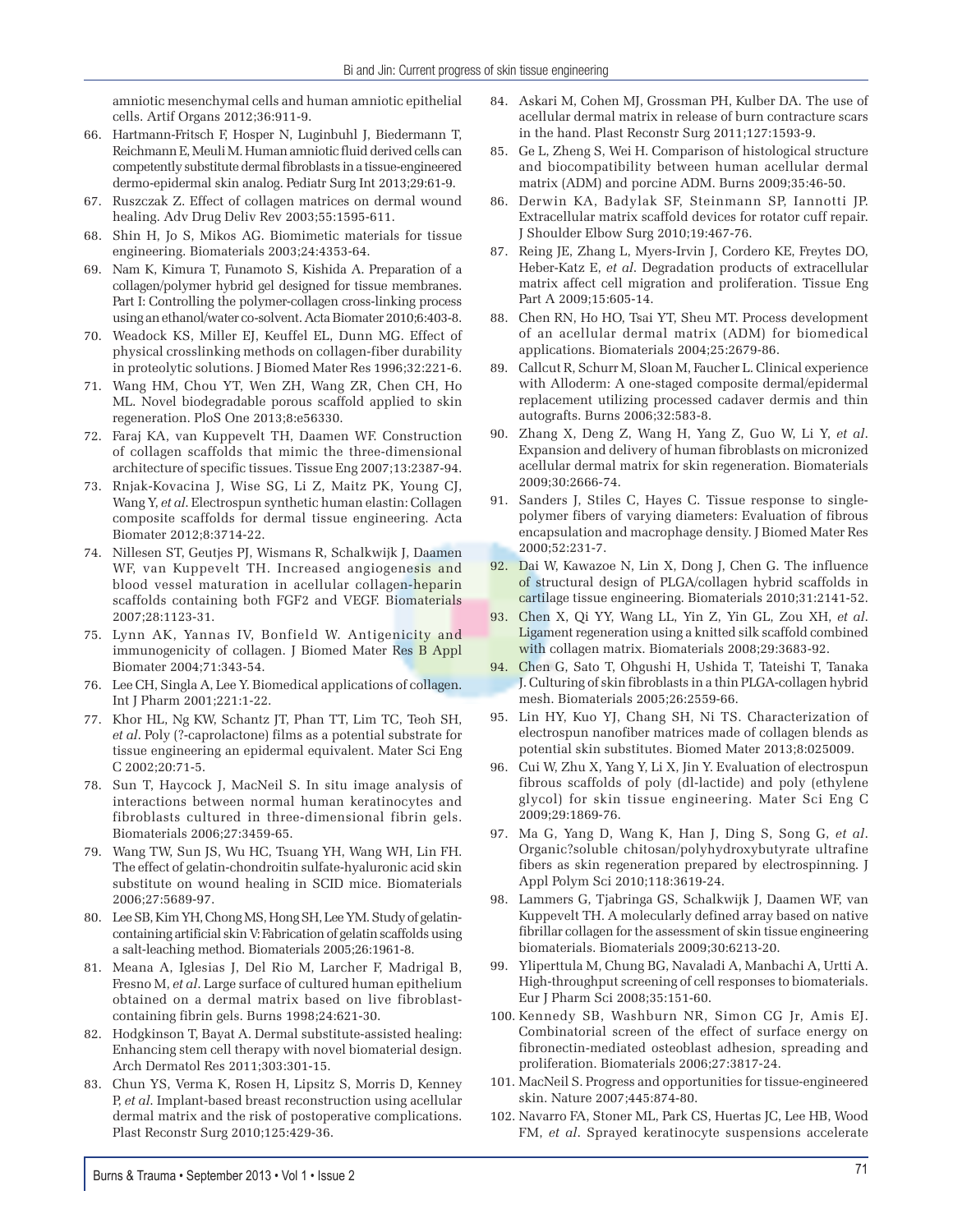amniotic mesenchymal cells and human amniotic epithelial cells. Artif Organs 2012;36:911-9.

66. Hartmann-Fritsch F, Hosper N, Luginbuhl J, Biedermann T, Reichmann E, Meuli M. Human amniotic fluid derived cells can competently substitute dermal fibroblasts in a tissue-engineered dermo-epidermal skin analog. Pediatr Surg Int 2013;29:61-9.
67. Ruszczak Z. Effect of collagen matrices on dermal wound healing. Adv Drug Deliv Rev 2003;55:1595-611.
68. Shin H, Jo S, Mikos AG. Biomimetic materials for tissue engineering. Biomaterials 2003;24:4353-64.
69. Nam K, Kimura T, Funamoto S, Kishida A. Preparation of a collagen/polymer hybrid gel designed for tissue membranes. Part I: Controlling the polymer-collagen cross-linking process using an ethanol/water co-solvent. Acta Biomater 2010;6:403-8.
70. Weadock KS, Miller EJ, Keuffel EL, Dunn MG. Effect of physical crosslinking methods on collagen-fiber durability in proteolytic solutions. J Biomed Mater Res 1996;32:221-6.
71. Wang HM, Chou YT, Wen ZH, Wang ZR, Chen CH, Ho ML. Novel biodegradable porous scaffold applied to skin regeneration. PloS One 2013;8:e56330.
72. Faraj KA, van Kuppevelt TH, Daamen WF. Construction of collagen scaffolds that mimic the three-dimensional architecture of specific tissues. Tissue Eng 2007;13:2387-94.
73. Rnjak-Kovacina J, Wise SG, Li Z, Maitz PK, Young CJ, Wang Y, *et al*. Electrospun synthetic human elastin: Collagen composite scaffolds for dermal tissue engineering. Acta Biomater 2012;8:3714-22.
74. Nillesen ST, Geutjes PJ, Wismans R, Schalkwijk J, Daamen WF, van Kuppevelt TH. Increased angiogenesis and blood vessel maturation in acellular collagen-heparin scaffolds containing both FGF2 and VEGF. Biomaterials 2007;28:1123-31.
75. Lynn AK, Yannas IV, Bonfield W. Antigenicity and immunogenicity of collagen. J Biomed Mater Res B Appl Biomater 2004;71:343-54.
76. Lee CH, Singla A, Lee Y. Biomedical applications of collagen. Int J Pharm 2001;221:1-22.
77. Khor HL, Ng KW, Schantz JT, Phan TT, Lim TC, Teoh SH, *et al*. Poly (?-caprolactone) films as a potential substrate for tissue engineering an epidermal equivalent. Mater Sci Eng C 2002;20:71-5.
78. Sun T, Haycock J, MacNeil S. In situ image analysis of interactions between normal human keratinocytes and fibroblasts cultured in three-dimensional fibrin gels. Biomaterials 2006;27:3459-65.
79. Wang TW, Sun JS, Wu HC, Tsuang YH, Wang WH, Lin FH. The effect of gelatin-chondroitin sulfate-hyaluronic acid skin substitute on wound healing in SCID mice. Biomaterials 2006;27:5689-97.
80. Lee SB, Kim YH, Chong MS, Hong SH, Lee YM. Study of gelatin-containing artificial skin V: Fabrication of gelatin scaffolds using a salt-leaching method. Biomaterials 2005;26:1961-8.
81. Meana A, Iglesias J, Del Rio M, Larcher F, Madrigal B, Fresno M, *et al*. Large surface of cultured human epithelium obtained on a dermal matrix based on live fibroblast-containing fibrin gels. Burns 1998;24:621-30.
82. Hodgkinson T, Bayat A. Dermal substitute-assisted healing: Enhancing stem cell therapy with novel biomaterial design. Arch Dermatol Res 2011;303:301-15.
83. Chun YS, Verma K, Rosen H, Lipsitz S, Morris D, Kenney P, *et al*. Implant-based breast reconstruction using acellular dermal matrix and the risk of postoperative complications. Plast Reconstr Surg 2010;125:429-36.
84. Askari M, Cohen MJ, Grossman PH, Kulber DA. The use of acellular dermal matrix in release of burn contracture scars in the hand. Plast Reconstr Surg 2011;127:1593-9.
85. Ge L, Zheng S, Wei H. Comparison of histological structure and biocompatibility between human acellular dermal matrix (ADM) and porcine ADM. Burns 2009;35:46-50.
86. Derwin KA, Badylak SF, Steinmann SP, Iannotti JP. Extracellular matrix scaffold devices for rotator cuff repair. J Shoulder Elbow Surg 2010;19:467-76.
87. Reing JE, Zhang L, Myers-Irvin J, Cordero KE, Freytes DO, Heber-Katz E, *et al*. Degradation products of extracellular matrix affect cell migration and proliferation. Tissue Eng Part A 2009;15:605-14.
88. Chen RN, Ho HO, Tsai YT, Sheu MT. Process development of an acellular dermal matrix (ADM) for biomedical applications. Biomaterials 2004;25:2679-86.
89. Callcut R, Schurr M, Sloan M, Faucher L. Clinical experience with Alloderm: A one-staged composite dermal/epidermal replacement utilizing processed cadaver dermis and thin autografts. Burns 2006;32:583-8.
90. Zhang X, Deng Z, Wang H, Yang Z, Guo W, Li Y, *et al*. Expansion and delivery of human fibroblasts on micronized acellular dermal matrix for skin regeneration. Biomaterials 2009;30:2666-74.
91. Sanders J, Stiles C, Hayes C. Tissue response to single-polymer fibers of varying diameters: Evaluation of fibrous encapsulation and macrophage density. J Biomed Mater Res 2000;52:231-7.
92. Dai W, Kawazoe N, Lin X, Dong J, Chen G. The influence of structural design of PLGA/collagen hybrid scaffolds in cartilage tissue engineering. Biomaterials 2010;31:2141-52.
93. Chen X, Qi YY, Wang LL, Yin Z, Yin GL, Zou XH, *et al*. Ligament regeneration using a knitted silk scaffold combined with collagen matrix. Biomaterials 2008;29:3683-92.
94. Chen G, Sato T, Ohgushi H, Ushida T, Tateishi T, Tanaka J. Culturing of skin fibroblasts in a thin PLGA-collagen hybrid mesh. Biomaterials 2005;26:2559-66.
95. Lin HY, Kuo YJ, Chang SH, Ni TS. Characterization of electrospun nanofiber matrices made of collagen blends as potential skin substitutes. Biomed Mater 2013;8:025009.
96. Cui W, Zhu X, Yang Y, Li X, Jin Y. Evaluation of electrospun fibrous scaffolds of poly (dl-lactide) and poly (ethylene glycol) for skin tissue engineering. Mater Sci Eng C 2009;29:1869-76.
97. Ma G, Yang D, Wang K, Han J, Ding S, Song G, *et al*. Organic?soluble chitosan/polyhydroxybutyrate ultrafine fibers as skin regeneration prepared by electrospinning. J Appl Polym Sci 2010;118:3619-24.
98. Lammers G, Tjabringa GS, Schalkwijk J, Daamen WF, van Kuppevelt TH. A molecularly defined array based on native fibrillar collagen for the assessment of skin tissue engineering biomaterials. Biomaterials 2009;30:6213-20.
99. Yliperttula M, Chung BG, Navaladi A, Manbachi A, Urtti A. High-throughput screening of cell responses to biomaterials. Eur J Pharm Sci 2008;35:151-60.
100. Kennedy SB, Washburn NR, Simon CG Jr, Amis EJ. Combinatorial screen of the effect of surface energy on fibronectin-mediated osteoblast adhesion, spreading and proliferation. Biomaterials 2006;27:3817-24.
101. MacNeil S. Progress and opportunities for tissue-engineered skin. Nature 2007;445:874-80.
102. Navarro FA, Stoner ML, Park CS, Huertas JC, Lee HB, Wood FM, *et al*. Sprayed keratinocyte suspensions accelerate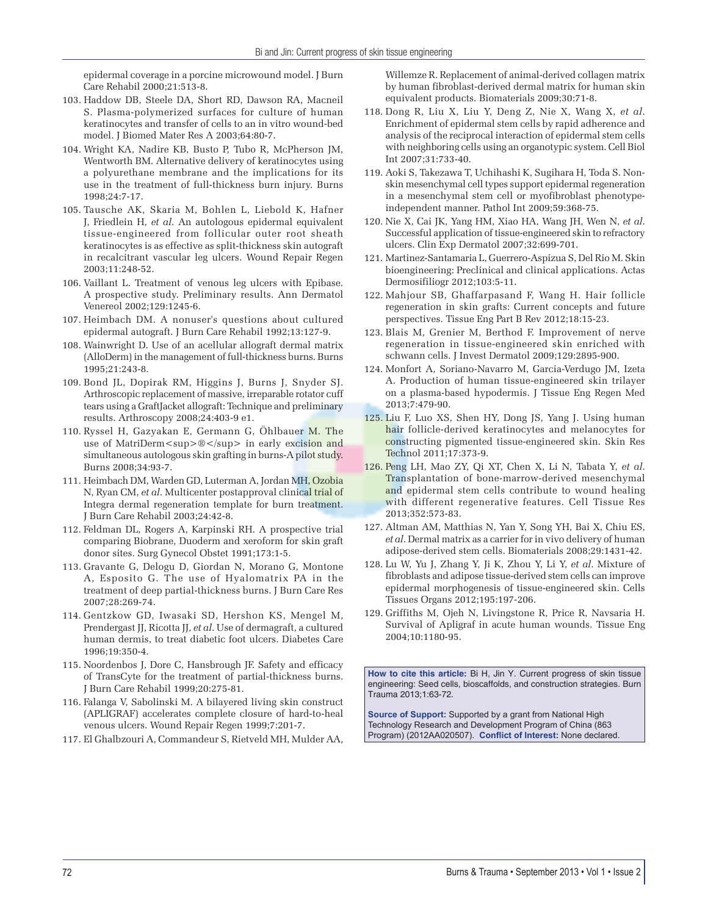epidermal coverage in a porcine microwound model. J Burn Care Rehabil 2000;21:513-8.

103. Haddow DB, Steele DA, Short RD, Dawson RA, Macneil S. Plasma-polymerized surfaces for culture of human keratinocytes and transfer of cells to an in vitro wound-bed model. J Biomed Mater Res A 2003;64:80-7.
104. Wright KA, Nadire KB, Busto P, Tubo R, McPherson JM, Wentworth BM. Alternative delivery of keratinocytes using a polyurethane membrane and the implications for its use in the treatment of full-thickness burn injury. Burns 1998;24:7-17.
105. Tausche AK, Skaria M, Bohlen L, Liebold K, Hafner J, Friedlein H, *et al*. An autologous epidermal equivalent tissue-engineered from follicular outer root sheath keratinocytes is as effective as split-thickness skin autograft in recalcitrant vascular leg ulcers. Wound Repair Regen 2003;11:248-52.
106. Vaillant L. Treatment of venous leg ulcers with Epibase. A prospective study. Preliminary results. Ann Dermatol Venereol 2002;129:1245-6.
107. Heimbach DM. A nonuser's questions about cultured epidermal autograft. J Burn Care Rehabil 1992;13:127-9.
108. Wainwright D. Use of an acellular allograft dermal matrix (AlloDerm) in the management of full-thickness burns. Burns 1995;21:243-8.
109. Bond JL, Dopirak RM, Higgins J, Burns J, Snyder SJ. Arthroscopic replacement of massive, irreparable rotator cuff tears using a GraftJacket allograft: Technique and preliminary results. Arthroscopy 2008;24:403-9 e1.
110. Ryssel H, Gazyakan E, Germann G, Öhlbauer M. The use of MatriDerm<sup>®</sup> in early excision and simultaneous autologous skin grafting in burns-A pilot study. Burns 2008;34:93-7.
111. Heimbach DM, Warden GD, Luterman A, Jordan MH, Ozobia N, Ryan CM, *et al*. Multicenter postapproval clinical trial of Integra dermal regeneration template for burn treatment. J Burn Care Rehabil 2003;24:42-8.
112. Feldman DL, Rogers A, Karpinski RH. A prospective trial comparing Biobrane, Duoderm and xeroform for skin graft donor sites. Surg Gynecol Obstet 1991;173:1-5.
113. Gravante G, Delogu D, Giordan N, Morano G, Montone A, Esposito G. The use of Hyalomatrix PA in the treatment of deep partial-thickness burns. J Burn Care Res 2007;28:269-74.
114. Gentzkow GD, Iwasaki SD, Hershon KS, Mengel M, Prendergast JJ, Ricotta JJ, *et al*. Use of dermagraft, a cultured human dermis, to treat diabetic foot ulcers. Diabetes Care 1996;19:350-4.
115. Noordenbos J, Dore C, Hansbrough JF. Safety and efficacy of TransCyte for the treatment of partial-thickness burns. J Burn Care Rehabil 1999;20:275-81.
116. Falanga V, Sabolinski M. A bilayered living skin construct (APLIGRAF) accelerates complete closure of hard-to-heal venous ulcers. Wound Repair Regen 1999;7:201-7.
117. El Ghalbzouri A, Commandeur S, Rietveld MH, Mulder AA, Willemze R. Replacement of animal-derived collagen matrix by human fibroblast-derived dermal matrix for human skin equivalent products. Biomaterials 2009;30:71-8.
118. Dong R, Liu X, Liu Y, Deng Z, Nie X, Wang X, *et al*. Enrichment of epidermal stem cells by rapid adherence and analysis of the reciprocal interaction of epidermal stem cells with neighboring cells using an organotypic system. Cell Biol Int 2007;31:733-40.
119. Aoki S, Takezawa T, Uchihashi K, Sugihara H, Toda S. Non-skin mesenchymal cell types support epidermal regeneration in a mesenchymal stem cell or myofibroblast phenotype-independent manner. Pathol Int 2009;59:368-75.
120. Nie X, Cai JK, Yang HM, Xiao HA, Wang JH, Wen N, *et al*. Successful application of tissue-engineered skin to refractory ulcers. Clin Exp Dermatol 2007;32:699-701.
121. Martinez-Santamaria L, Guerrero-Aspizua S, Del Rio M. Skin bioengineering: Preclinical and clinical applications. Actas Dermosifiliogr 2012;103:5-11.
122. Mahjour SB, Ghaffarpasand F, Wang H. Hair follicle regeneration in skin grafts: Current concepts and future perspectives. Tissue Eng Part B Rev 2012;18:15-23.
123. Blais M, Grenier M, Berthod F. Improvement of nerve regeneration in tissue-engineered skin enriched with schwann cells. J Invest Dermatol 2009;129:2895-900.
124. Monfort A, Soriano-Navarro M, Garcia-Verdugo JM, Izeta A. Production of human tissue-engineered skin trilayer on a plasma-based hypodermis. J Tissue Eng Regen Med 2013;7:479-90.
125. Liu F, Luo XS, Shen HY, Dong JS, Yang J. Using human hair follicle-derived keratinocytes and melanocytes for constructing pigmented tissue-engineered skin. Skin Res Technol 2011;17:373-9.
126. Peng LH, Mao ZY, Qi XT, Chen X, Li N, Tabata Y, *et al*. Transplantation of bone-marrow-derived mesenchymal and epidermal stem cells contribute to wound healing with different regenerative features. Cell Tissue Res 2013;352:573-83.
127. Altman AM, Matthias N, Yan Y, Song YH, Bai X, Chiu ES, *et al*. Dermal matrix as a carrier for in vivo delivery of human adipose-derived stem cells. Biomaterials 2008;29:1431-42.
128. Lu W, Yu J, Zhang Y, Ji K, Zhou Y, Li Y, *et al*. Mixture of fibroblasts and adipose tissue-derived stem cells can improve epidermal morphogenesis of tissue-engineered skin. Cells Tissues Organs 2012;195:197-206.
129. Griffiths M, Ojeh N, Livingstone R, Price R, Navsaria H. Survival of Apligraf in acute human wounds. Tissue Eng 2004;10:1180-95.

**How to cite this article:** Bi H, Jin Y. Current progress of skin tissue engineering: Seed cells, bioscaffolds, and construction strategies. Burn Trauma 2013;1:63-72.

**Source of Support:** Supported by a grant from National High Technology Research and Development Program of China (863 Program) (2012AA020507). **Conflict of Interest:** None declared.